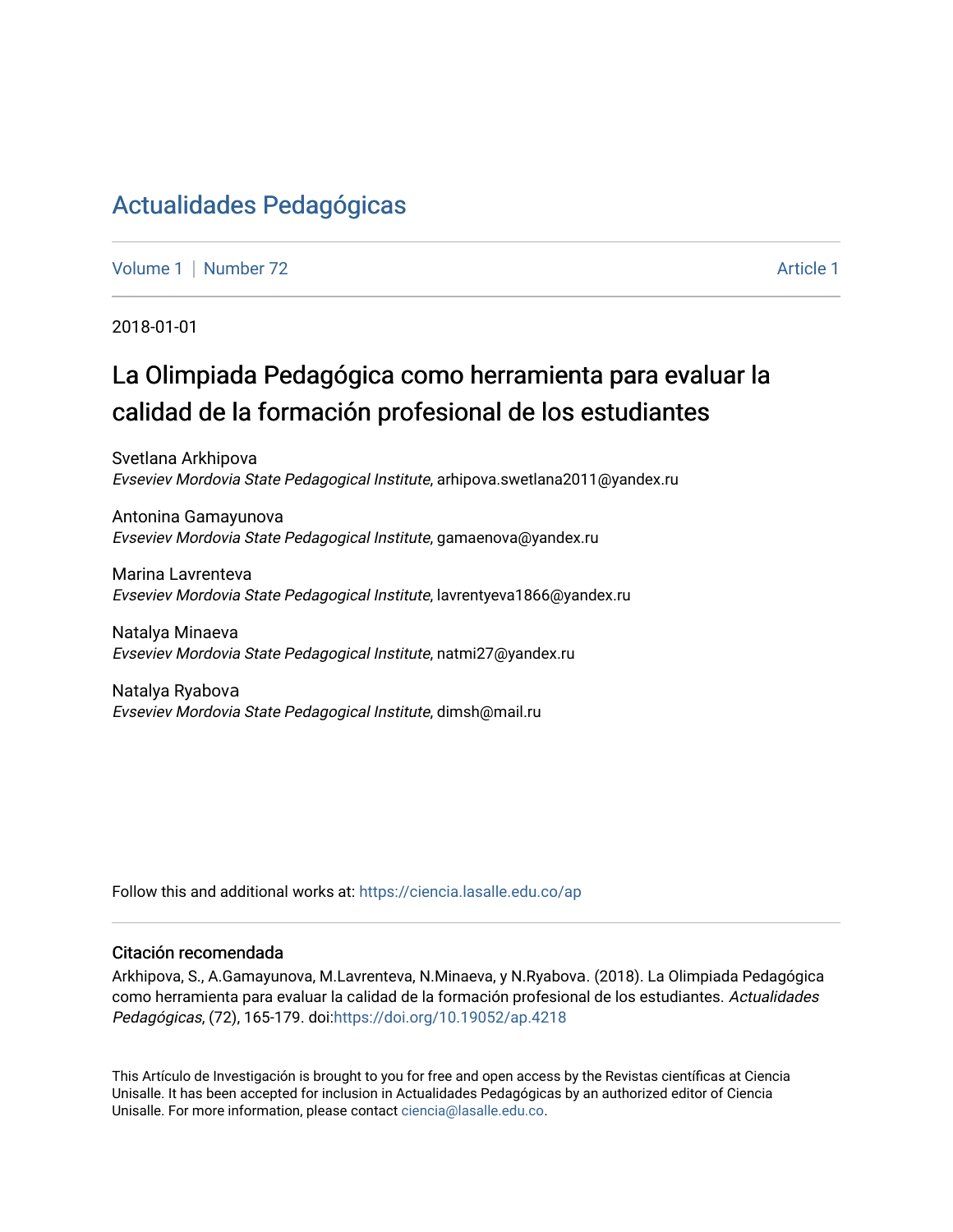# Actualidades Pedagógicas

Volume 1 | Number 72 — Article 1

2018-01-01

## La Olimpiada Pedagógica como herramienta para evaluar la calidad de la formación profesional de los estudiantes

Svetlana Arkhipova
*Evseviev Mordovia State Pedagogical Institute*, arhipova.swetlana2011@yandex.ru

Antonina Gamayunova
*Evseviev Mordovia State Pedagogical Institute*, gamaenova@yandex.ru

Marina Lavrenteva
*Evseviev Mordovia State Pedagogical Institute*, lavrentyeva1866@yandex.ru

Natalya Minaeva
*Evseviev Mordovia State Pedagogical Institute*, natmi27@yandex.ru

Natalya Ryabova
*Evseviev Mordovia State Pedagogical Institute*, dimsh@mail.ru

Follow this and additional works at: https://ciencia.lasalle.edu.co/ap

### Citación recomendada

Arkhipova, S., A.Gamayunova, M.Lavrenteva, N.Minaeva, y N.Ryabova. (2018). La Olimpiada Pedagógica como herramienta para evaluar la calidad de la formación profesional de los estudiantes. *Actualidades Pedagógicas*, (72), 165-179. doi:https://doi.org/10.19052/ap.4218

This Artículo de Investigación is brought to you for free and open access by the Revistas científicas at Ciencia Unisalle. It has been accepted for inclusion in Actualidades Pedagógicas by an authorized editor of Ciencia Unisalle. For more information, please contact ciencia@lasalle.edu.co.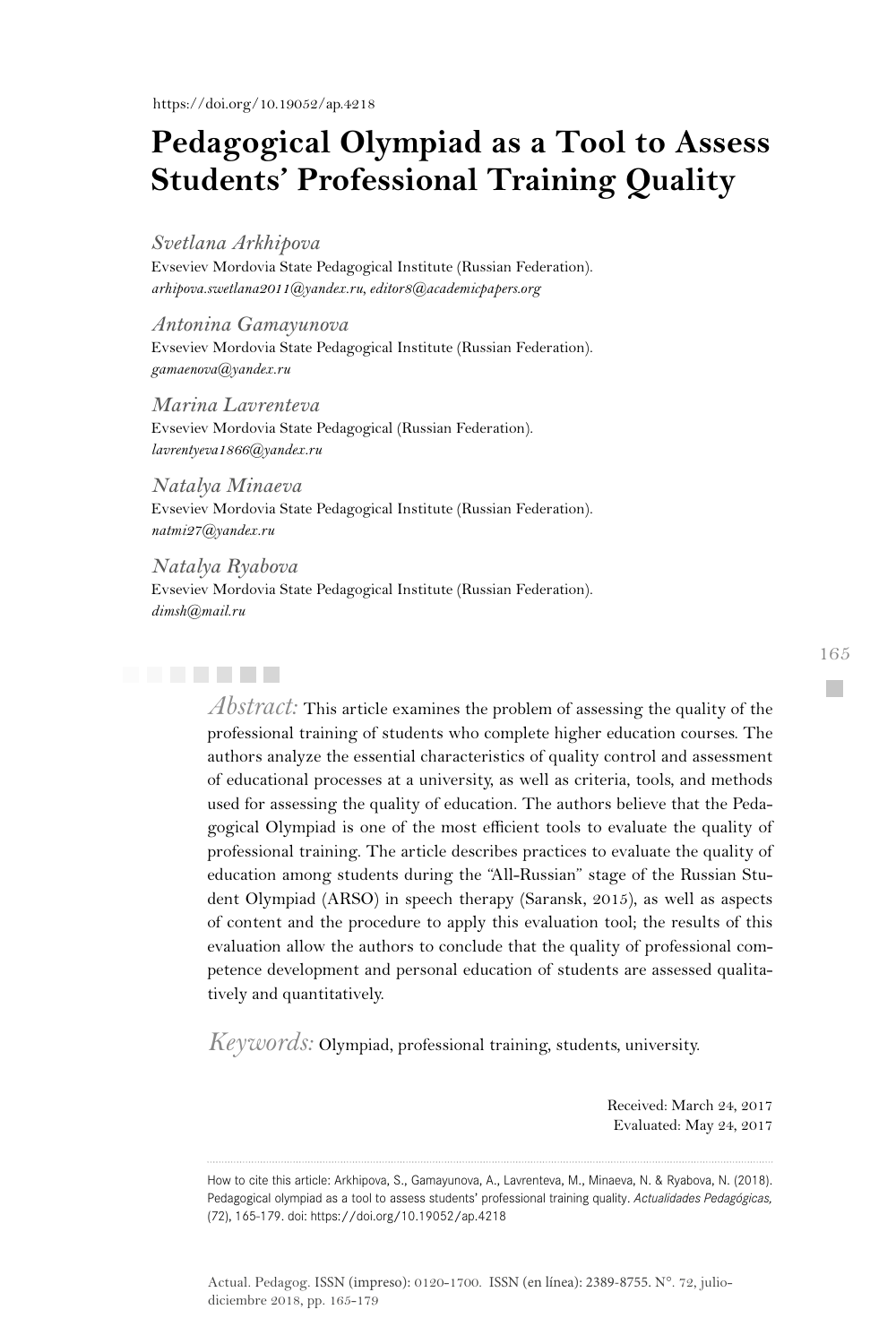https://doi.org/10.19052/ap.4218

# Pedagogical Olympiad as a Tool to Assess Students' Professional Training Quality

*Svetlana Arkhipova*
Evseviev Mordovia State Pedagogical Institute (Russian Federation).
*arhipova.swetlana2011@yandex.ru, editor8@academicpapers.org*

*Antonina Gamayunova*
Evseviev Mordovia State Pedagogical Institute (Russian Federation).
*gamaenova@yandex.ru*

*Marina Lavrenteva*
Evseviev Mordovia State Pedagogical (Russian Federation).
*lavrentyeva1866@yandex.ru*

*Natalya Minaeva*
Evseviev Mordovia State Pedagogical Institute (Russian Federation).
*natmi27@yandex.ru*

*Natalya Ryabova*
Evseviev Mordovia State Pedagogical Institute (Russian Federation).
*dimsh@mail.ru*

*Abstract:* This article examines the problem of assessing the quality of the professional training of students who complete higher education courses. The authors analyze the essential characteristics of quality control and assessment of educational processes at a university, as well as criteria, tools, and methods used for assessing the quality of education. The authors believe that the Pedagogical Olympiad is one of the most efficient tools to evaluate the quality of professional training. The article describes practices to evaluate the quality of education among students during the "All-Russian" stage of the Russian Student Olympiad (ARSO) in speech therapy (Saransk, 2015), as well as aspects of content and the procedure to apply this evaluation tool; the results of this evaluation allow the authors to conclude that the quality of professional competence development and personal education of students are assessed qualitatively and quantitatively.

*Keywords:* Olympiad, professional training, students, university.

Received: March 24, 2017
Evaluated: May 24, 2017

How to cite this article: Arkhipova, S., Gamayunova, A., Lavrenteva, M., Minaeva, N. & Ryabova, N. (2018). Pedagogical olympiad as a tool to assess students' professional training quality. *Actualidades Pedagógicas,* (72), 165-179. doi: https://doi.org/10.19052/ap.4218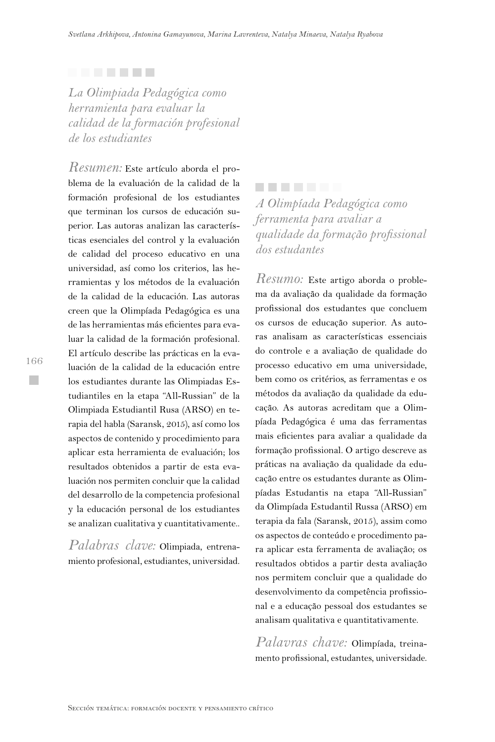## *La Olimpiada Pedagógica como herramienta para evaluar la calidad de la formación profesional de los estudiantes*

*Resumen:* Este artículo aborda el problema de la evaluación de la calidad de la formación profesional de los estudiantes que terminan los cursos de educación superior. Las autoras analizan las características esenciales del control y la evaluación de calidad del proceso educativo en una universidad, así como los criterios, las herramientas y los métodos de la evaluación de la calidad de la educación. Las autoras creen que la Olimpíada Pedagógica es una de las herramientas más eficientes para evaluar la calidad de la formación profesional. El artículo describe las prácticas en la evaluación de la calidad de la educación entre los estudiantes durante las Olimpiadas Estudiantiles en la etapa "All-Russian" de la Olimpiada Estudiantil Rusa (ARSO) en terapia del habla (Saransk, 2015), así como los aspectos de contenido y procedimiento para aplicar esta herramienta de evaluación; los resultados obtenidos a partir de esta evaluación nos permiten concluir que la calidad del desarrollo de la competencia profesional y la educación personal de los estudiantes se analizan cualitativa y cuantitativamente..

*Palabras clave:* Olimpiada, entrenamiento profesional, estudiantes, universidad.

## *A Olimpíada Pedagógica como ferramenta para avaliar a qualidade da formação profissional dos estudantes*

*Resumo:* Este artigo aborda o problema da avaliação da qualidade da formação profissional dos estudantes que concluem os cursos de educação superior. As autoras analisam as características essenciais do controle e a avaliação de qualidade do processo educativo em uma universidade, bem como os critérios, as ferramentas e os métodos da avaliação da qualidade da educação. As autoras acreditam que a Olimpíada Pedagógica é uma das ferramentas mais eficientes para avaliar a qualidade da formação profissional. O artigo descreve as práticas na avaliação da qualidade da educação entre os estudantes durante as Olimpíadas Estudantis na etapa "All-Russian" da Olimpíada Estudantil Russa (ARSO) em terapia da fala (Saransk, 2015), assim como os aspectos de conteúdo e procedimento para aplicar esta ferramenta de avaliação; os resultados obtidos a partir desta avaliação nos permitem concluir que a qualidade do desenvolvimento da competência profissional e a educação pessoal dos estudantes se analisam qualitativa e quantitativamente.

*Palavras chave:* Olimpíada, treinamento profissional, estudantes, universidade.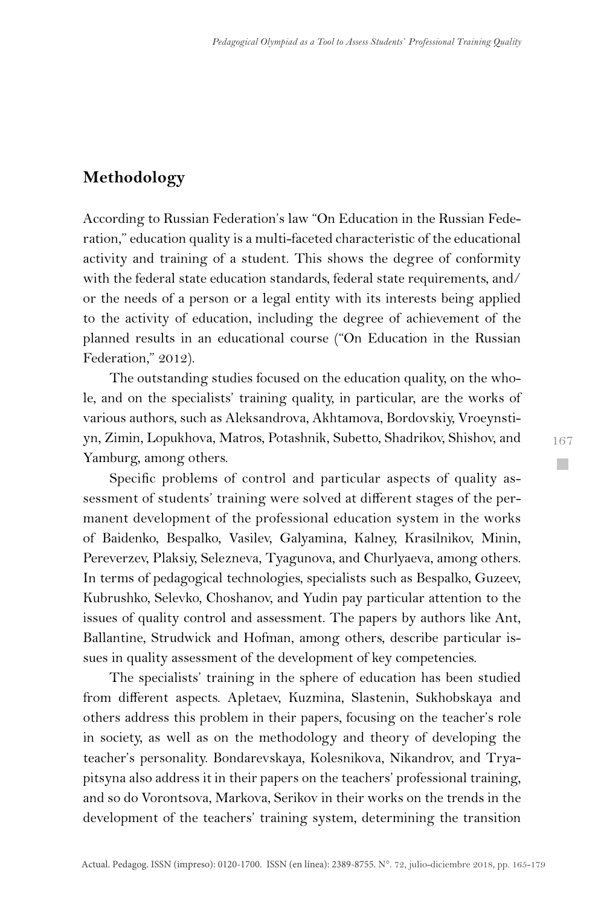## Methodology

According to Russian Federation's law "On Education in the Russian Federation," education quality is a multi-faceted characteristic of the educational activity and training of a student. This shows the degree of conformity with the federal state education standards, federal state requirements, and/or the needs of a person or a legal entity with its interests being applied to the activity of education, including the degree of achievement of the planned results in an educational course ("On Education in the Russian Federation," 2012).

The outstanding studies focused on the education quality, on the whole, and on the specialists' training quality, in particular, are the works of various authors, such as Aleksandrova, Akhtamova, Bordovskiy, Vroeynstiyn, Zimin, Lopukhova, Matros, Potashnik, Subetto, Shadrikov, Shishov, and Yamburg, among others.

Specific problems of control and particular aspects of quality assessment of students' training were solved at different stages of the permanent development of the professional education system in the works of Baidenko, Bespalko, Vasilev, Galyamina, Kalney, Krasilnikov, Minin, Pereverzev, Plaksiy, Selezneva, Tyagunova, and Churlyaeva, among others. In terms of pedagogical technologies, specialists such as Bespalko, Guzeev, Kubrushko, Selevko, Choshanov, and Yudin pay particular attention to the issues of quality control and assessment. The papers by authors like Ant, Ballantine, Strudwick and Hofman, among others, describe particular issues in quality assessment of the development of key competencies.

The specialists' training in the sphere of education has been studied from different aspects. Apletaev, Kuzmina, Slastenin, Sukhobskaya and others address this problem in their papers, focusing on the teacher's role in society, as well as on the methodology and theory of developing the teacher's personality. Bondarevskaya, Kolesnikova, Nikandrov, and Tryapitsyna also address it in their papers on the teachers' professional training, and so do Vorontsova, Markova, Serikov in their works on the trends in the development of the teachers' training system, determining the transition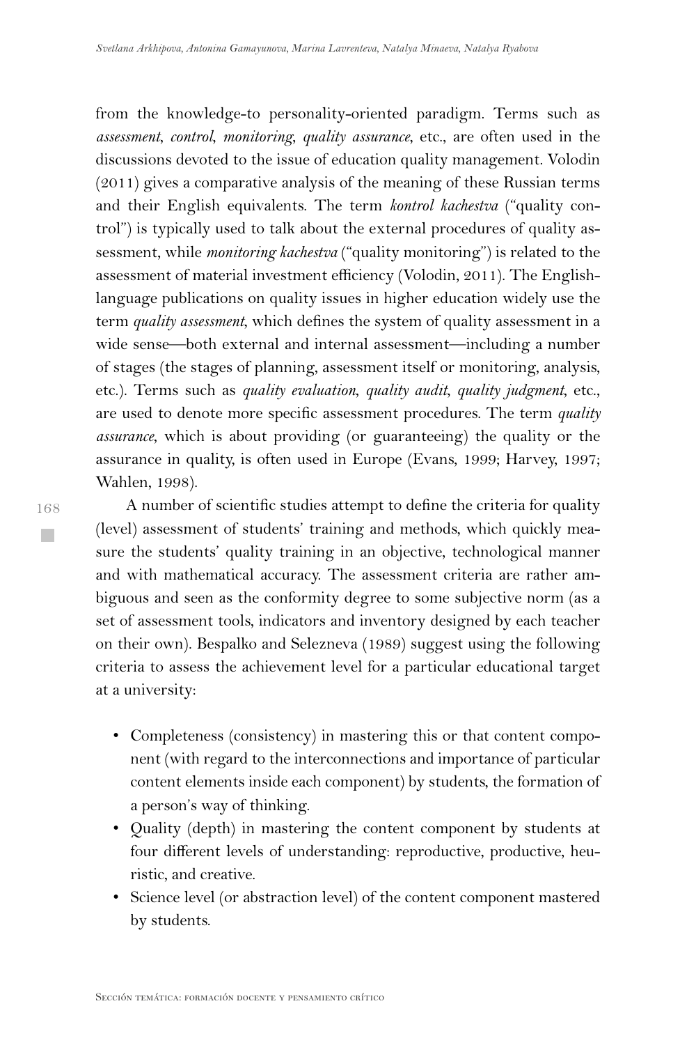from the knowledge-to personality-oriented paradigm. Terms such as *assessment*, *control*, *monitoring*, *quality assurance*, etc., are often used in the discussions devoted to the issue of education quality management. Volodin (2011) gives a comparative analysis of the meaning of these Russian terms and their English equivalents. The term *kontrol kachestva* ("quality control") is typically used to talk about the external procedures of quality assessment, while *monitoring kachestva* ("quality monitoring") is related to the assessment of material investment efficiency (Volodin, 2011). The English-language publications on quality issues in higher education widely use the term *quality assessment*, which defines the system of quality assessment in a wide sense—both external and internal assessment—including a number of stages (the stages of planning, assessment itself or monitoring, analysis, etc.). Terms such as *quality evaluation*, *quality audit*, *quality judgment*, etc., are used to denote more specific assessment procedures. The term *quality assurance*, which is about providing (or guaranteeing) the quality or the assurance in quality, is often used in Europe (Evans, 1999; Harvey, 1997; Wahlen, 1998).

A number of scientific studies attempt to define the criteria for quality (level) assessment of students' training and methods, which quickly measure the students' quality training in an objective, technological manner and with mathematical accuracy. The assessment criteria are rather ambiguous and seen as the conformity degree to some subjective norm (as a set of assessment tools, indicators and inventory designed by each teacher on their own). Bespalko and Selezneva (1989) suggest using the following criteria to assess the achievement level for a particular educational target at a university:

- Completeness (consistency) in mastering this or that content component (with regard to the interconnections and importance of particular content elements inside each component) by students, the formation of a person's way of thinking.
- Quality (depth) in mastering the content component by students at four different levels of understanding: reproductive, productive, heuristic, and creative.
- Science level (or abstraction level) of the content component mastered by students.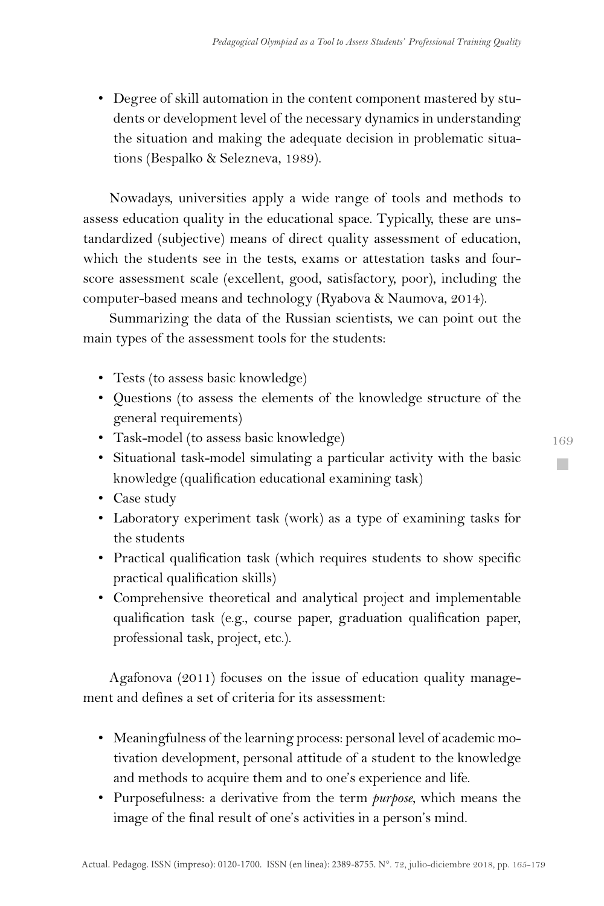- Degree of skill automation in the content component mastered by students or development level of the necessary dynamics in understanding the situation and making the adequate decision in problematic situations (Bespalko & Selezneva, 1989).

Nowadays, universities apply a wide range of tools and methods to assess education quality in the educational space. Typically, these are unstandardized (subjective) means of direct quality assessment of education, which the students see in the tests, exams or attestation tasks and four-score assessment scale (excellent, good, satisfactory, poor), including the computer-based means and technology (Ryabova & Naumova, 2014).

Summarizing the data of the Russian scientists, we can point out the main types of the assessment tools for the students:

- Tests (to assess basic knowledge)
- Questions (to assess the elements of the knowledge structure of the general requirements)
- Task-model (to assess basic knowledge)
- Situational task-model simulating a particular activity with the basic knowledge (qualification educational examining task)
- Case study
- Laboratory experiment task (work) as a type of examining tasks for the students
- Practical qualification task (which requires students to show specific practical qualification skills)
- Comprehensive theoretical and analytical project and implementable qualification task (e.g., course paper, graduation qualification paper, professional task, project, etc.).

Agafonova (2011) focuses on the issue of education quality management and defines a set of criteria for its assessment:

- Meaningfulness of the learning process: personal level of academic motivation development, personal attitude of a student to the knowledge and methods to acquire them and to one's experience and life.
- Purposefulness: a derivative from the term *purpose*, which means the image of the final result of one's activities in a person's mind.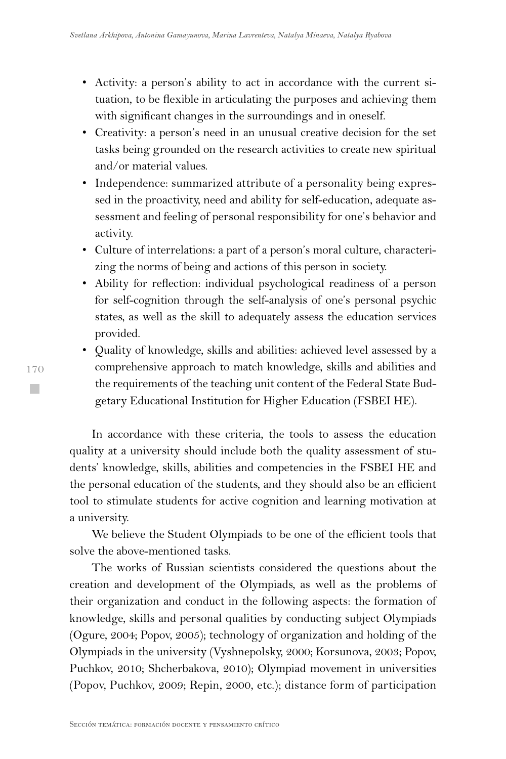- Activity: a person's ability to act in accordance with the current situation, to be flexible in articulating the purposes and achieving them with significant changes in the surroundings and in oneself.
- Creativity: a person's need in an unusual creative decision for the set tasks being grounded on the research activities to create new spiritual and/or material values.
- Independence: summarized attribute of a personality being expressed in the proactivity, need and ability for self-education, adequate assessment and feeling of personal responsibility for one's behavior and activity.
- Culture of interrelations: a part of a person's moral culture, characterizing the norms of being and actions of this person in society.
- Ability for reflection: individual psychological readiness of a person for self-cognition through the self-analysis of one's personal psychic states, as well as the skill to adequately assess the education services provided.
- Quality of knowledge, skills and abilities: achieved level assessed by a comprehensive approach to match knowledge, skills and abilities and the requirements of the teaching unit content of the Federal State Budgetary Educational Institution for Higher Education (FSBEI HE).

In accordance with these criteria, the tools to assess the education quality at a university should include both the quality assessment of students' knowledge, skills, abilities and competencies in the FSBEI HE and the personal education of the students, and they should also be an efficient tool to stimulate students for active cognition and learning motivation at a university.

We believe the Student Olympiads to be one of the efficient tools that solve the above-mentioned tasks.

The works of Russian scientists considered the questions about the creation and development of the Olympiads, as well as the problems of their organization and conduct in the following aspects: the formation of knowledge, skills and personal qualities by conducting subject Olympiads (Ogure, 2004; Popov, 2005); technology of organization and holding of the Olympiads in the university (Vyshnepolsky, 2000; Korsunova, 2003; Popov, Puchkov, 2010; Shcherbakova, 2010); Olympiad movement in universities (Popov, Puchkov, 2009; Repin, 2000, etc.); distance form of participation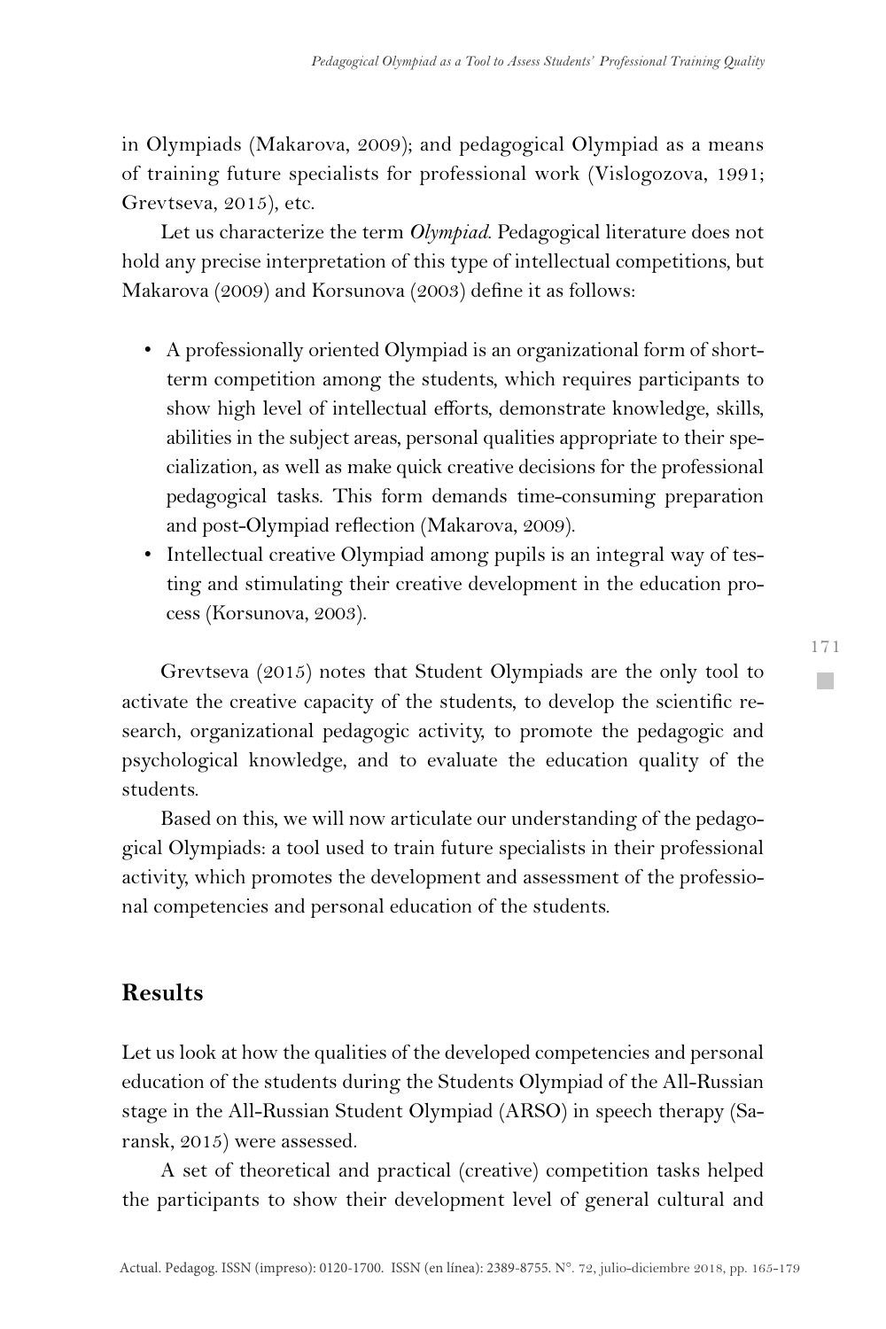in Olympiads (Makarova, 2009); and pedagogical Olympiad as a means of training future specialists for professional work (Vislogozova, 1991; Grevtseva, 2015), etc.

Let us characterize the term *Olympiad*. Pedagogical literature does not hold any precise interpretation of this type of intellectual competitions, but Makarova (2009) and Korsunova (2003) define it as follows:

- A professionally oriented Olympiad is an organizational form of short-term competition among the students, which requires participants to show high level of intellectual efforts, demonstrate knowledge, skills, abilities in the subject areas, personal qualities appropriate to their specialization, as well as make quick creative decisions for the professional pedagogical tasks. This form demands time-consuming preparation and post-Olympiad reflection (Makarova, 2009).
- Intellectual creative Olympiad among pupils is an integral way of testing and stimulating their creative development in the education process (Korsunova, 2003).

Grevtseva (2015) notes that Student Olympiads are the only tool to activate the creative capacity of the students, to develop the scientific research, organizational pedagogic activity, to promote the pedagogic and psychological knowledge, and to evaluate the education quality of the students.

Based on this, we will now articulate our understanding of the pedagogical Olympiads: a tool used to train future specialists in their professional activity, which promotes the development and assessment of the professional competencies and personal education of the students.

## Results

Let us look at how the qualities of the developed competencies and personal education of the students during the Students Olympiad of the All-Russian stage in the All-Russian Student Olympiad (ARSO) in speech therapy (Saransk, 2015) were assessed.

A set of theoretical and practical (creative) competition tasks helped the participants to show their development level of general cultural and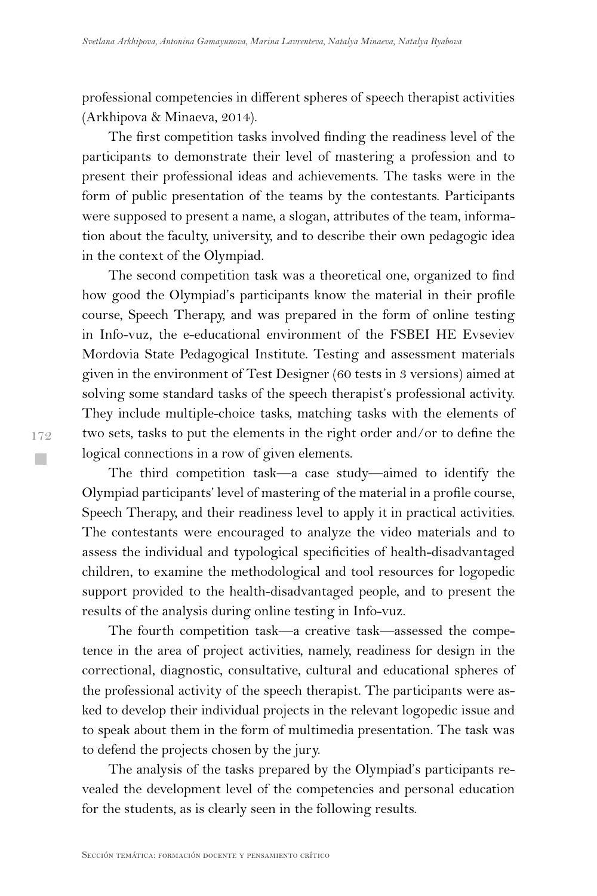professional competencies in different spheres of speech therapist activities (Arkhipova & Minaeva, 2014).

The first competition tasks involved finding the readiness level of the participants to demonstrate their level of mastering a profession and to present their professional ideas and achievements. The tasks were in the form of public presentation of the teams by the contestants. Participants were supposed to present a name, a slogan, attributes of the team, information about the faculty, university, and to describe their own pedagogic idea in the context of the Olympiad.

The second competition task was a theoretical one, organized to find how good the Olympiad's participants know the material in their profile course, Speech Therapy, and was prepared in the form of online testing in Info-vuz, the e-educational environment of the FSBEI HE Evseviev Mordovia State Pedagogical Institute. Testing and assessment materials given in the environment of Test Designer (60 tests in 3 versions) aimed at solving some standard tasks of the speech therapist's professional activity. They include multiple-choice tasks, matching tasks with the elements of two sets, tasks to put the elements in the right order and/or to define the logical connections in a row of given elements.

The third competition task—a case study—aimed to identify the Olympiad participants' level of mastering of the material in a profile course, Speech Therapy, and their readiness level to apply it in practical activities. The contestants were encouraged to analyze the video materials and to assess the individual and typological specificities of health-disadvantaged children, to examine the methodological and tool resources for logopedic support provided to the health-disadvantaged people, and to present the results of the analysis during online testing in Info-vuz.

The fourth competition task—a creative task—assessed the competence in the area of project activities, namely, readiness for design in the correctional, diagnostic, consultative, cultural and educational spheres of the professional activity of the speech therapist. The participants were asked to develop their individual projects in the relevant logopedic issue and to speak about them in the form of multimedia presentation. The task was to defend the projects chosen by the jury.

The analysis of the tasks prepared by the Olympiad's participants revealed the development level of the competencies and personal education for the students, as is clearly seen in the following results.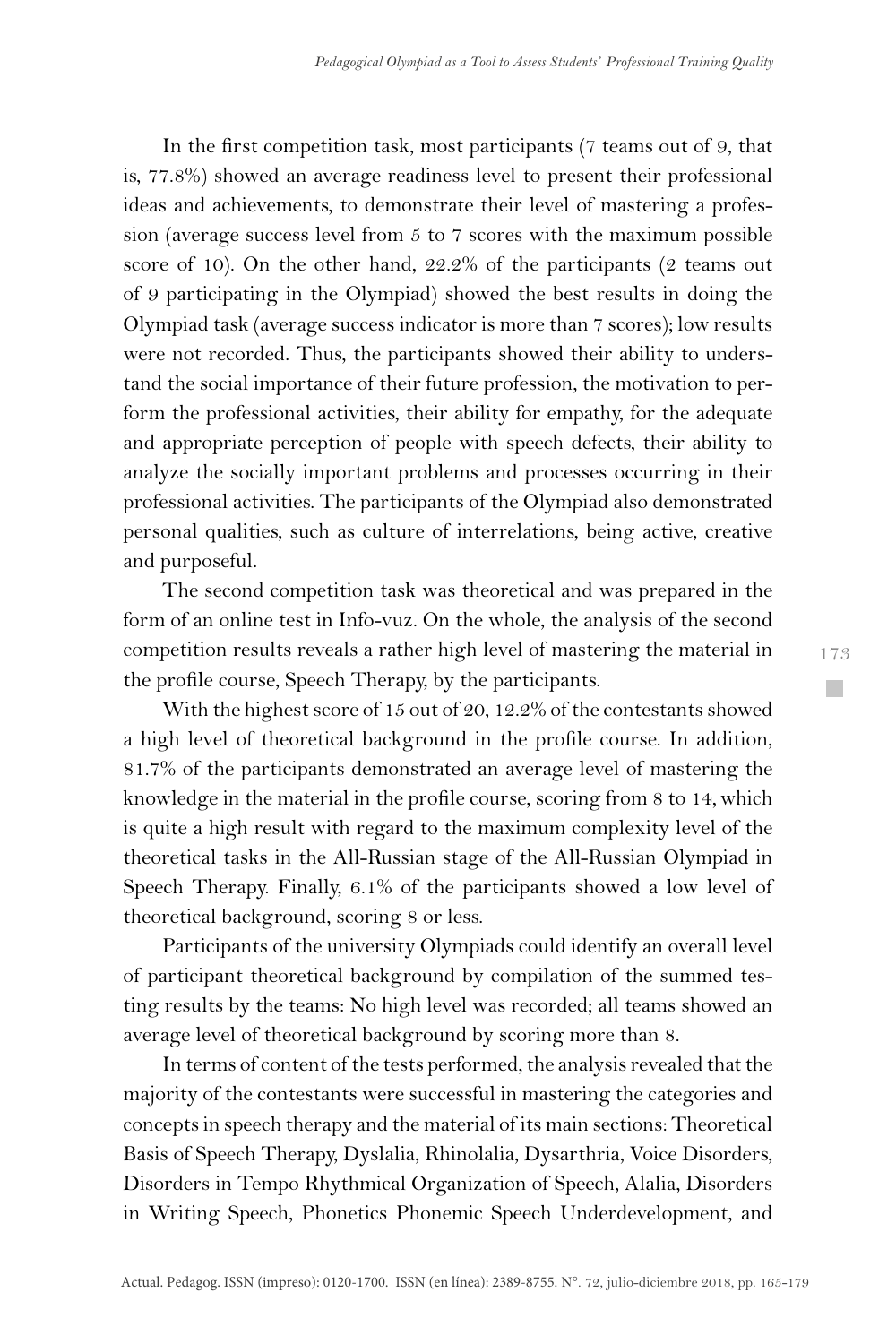In the first competition task, most participants (7 teams out of 9, that is, 77.8%) showed an average readiness level to present their professional ideas and achievements, to demonstrate their level of mastering a profession (average success level from 5 to 7 scores with the maximum possible score of 10). On the other hand, 22.2% of the participants (2 teams out of 9 participating in the Olympiad) showed the best results in doing the Olympiad task (average success indicator is more than 7 scores); low results were not recorded. Thus, the participants showed their ability to understand the social importance of their future profession, the motivation to perform the professional activities, their ability for empathy, for the adequate and appropriate perception of people with speech defects, their ability to analyze the socially important problems and processes occurring in their professional activities. The participants of the Olympiad also demonstrated personal qualities, such as culture of interrelations, being active, creative and purposeful.

The second competition task was theoretical and was prepared in the form of an online test in Info-vuz. On the whole, the analysis of the second competition results reveals a rather high level of mastering the material in the profile course, Speech Therapy, by the participants.

With the highest score of 15 out of 20, 12.2% of the contestants showed a high level of theoretical background in the profile course. In addition, 81.7% of the participants demonstrated an average level of mastering the knowledge in the material in the profile course, scoring from 8 to 14, which is quite a high result with regard to the maximum complexity level of the theoretical tasks in the All-Russian stage of the All-Russian Olympiad in Speech Therapy. Finally, 6.1% of the participants showed a low level of theoretical background, scoring 8 or less.

Participants of the university Olympiads could identify an overall level of participant theoretical background by compilation of the summed testing results by the teams: No high level was recorded; all teams showed an average level of theoretical background by scoring more than 8.

In terms of content of the tests performed, the analysis revealed that the majority of the contestants were successful in mastering the categories and concepts in speech therapy and the material of its main sections: Theoretical Basis of Speech Therapy, Dyslalia, Rhinolalia, Dysarthria, Voice Disorders, Disorders in Tempo Rhythmical Organization of Speech, Alalia, Disorders in Writing Speech, Phonetics Phonemic Speech Underdevelopment, and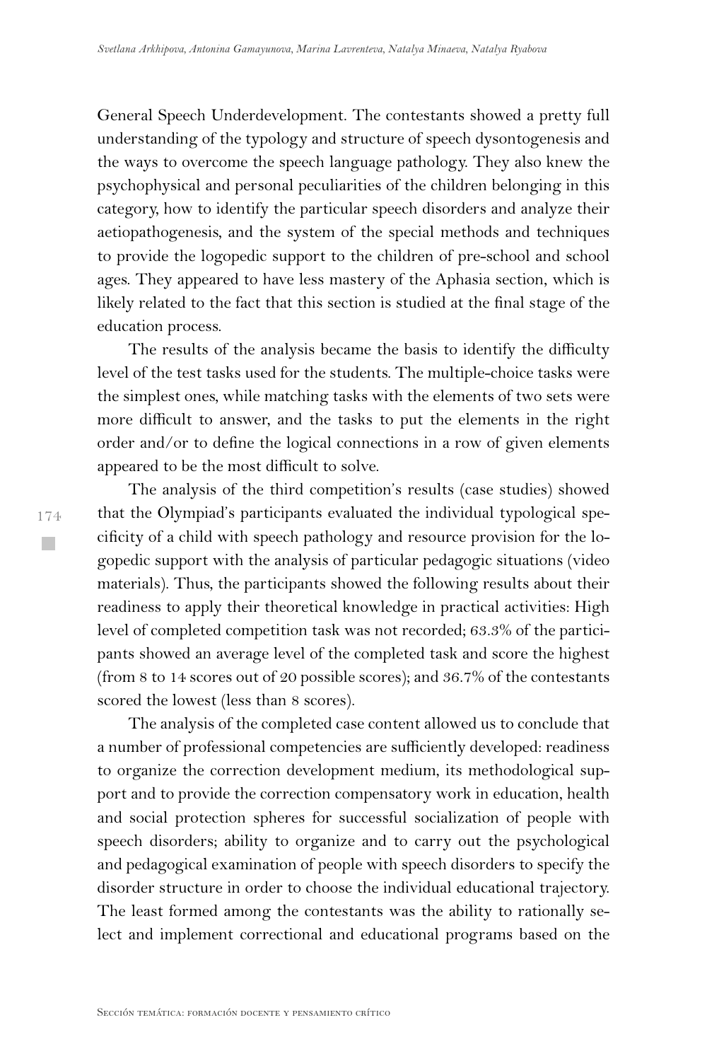General Speech Underdevelopment. The contestants showed a pretty full understanding of the typology and structure of speech dysontogenesis and the ways to overcome the speech language pathology. They also knew the psychophysical and personal peculiarities of the children belonging in this category, how to identify the particular speech disorders and analyze their aetiopathogenesis, and the system of the special methods and techniques to provide the logopedic support to the children of pre-school and school ages. They appeared to have less mastery of the Aphasia section, which is likely related to the fact that this section is studied at the final stage of the education process.

The results of the analysis became the basis to identify the difficulty level of the test tasks used for the students. The multiple-choice tasks were the simplest ones, while matching tasks with the elements of two sets were more difficult to answer, and the tasks to put the elements in the right order and/or to define the logical connections in a row of given elements appeared to be the most difficult to solve.

The analysis of the third competition's results (case studies) showed that the Olympiad's participants evaluated the individual typological specificity of a child with speech pathology and resource provision for the logopedic support with the analysis of particular pedagogic situations (video materials). Thus, the participants showed the following results about their readiness to apply their theoretical knowledge in practical activities: High level of completed competition task was not recorded; 63.3% of the participants showed an average level of the completed task and score the highest (from 8 to 14 scores out of 20 possible scores); and 36.7% of the contestants scored the lowest (less than 8 scores).

The analysis of the completed case content allowed us to conclude that a number of professional competencies are sufficiently developed: readiness to organize the correction development medium, its methodological support and to provide the correction compensatory work in education, health and social protection spheres for successful socialization of people with speech disorders; ability to organize and to carry out the psychological and pedagogical examination of people with speech disorders to specify the disorder structure in order to choose the individual educational trajectory. The least formed among the contestants was the ability to rationally select and implement correctional and educational programs based on the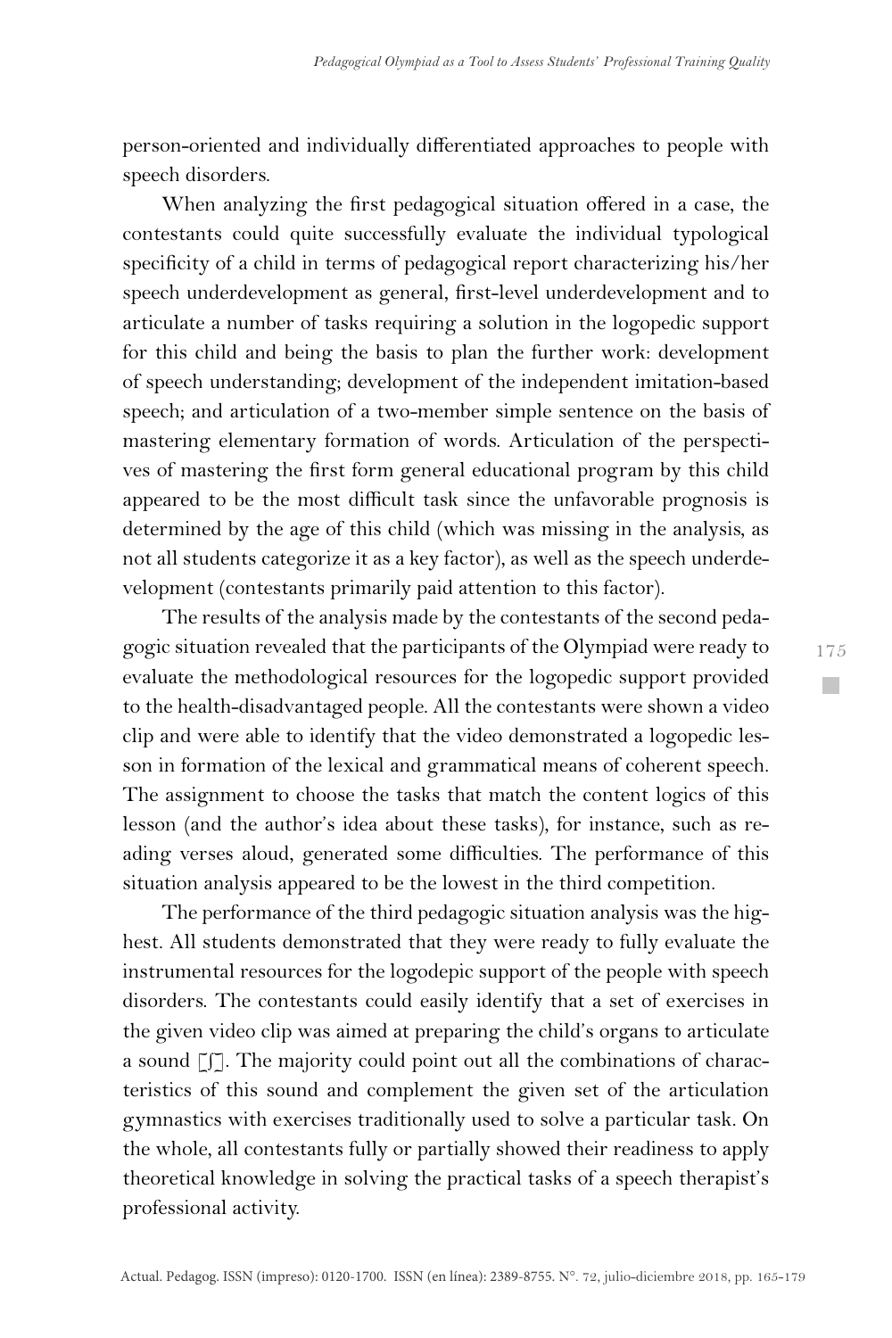person-oriented and individually differentiated approaches to people with speech disorders.

When analyzing the first pedagogical situation offered in a case, the contestants could quite successfully evaluate the individual typological specificity of a child in terms of pedagogical report characterizing his/her speech underdevelopment as general, first-level underdevelopment and to articulate a number of tasks requiring a solution in the logopedic support for this child and being the basis to plan the further work: development of speech understanding; development of the independent imitation-based speech; and articulation of a two-member simple sentence on the basis of mastering elementary formation of words. Articulation of the perspectives of mastering the first form general educational program by this child appeared to be the most difficult task since the unfavorable prognosis is determined by the age of this child (which was missing in the analysis, as not all students categorize it as a key factor), as well as the speech underdevelopment (contestants primarily paid attention to this factor).

The results of the analysis made by the contestants of the second pedagogic situation revealed that the participants of the Olympiad were ready to evaluate the methodological resources for the logopedic support provided to the health-disadvantaged people. All the contestants were shown a video clip and were able to identify that the video demonstrated a logopedic lesson in formation of the lexical and grammatical means of coherent speech. The assignment to choose the tasks that match the content logics of this lesson (and the author's idea about these tasks), for instance, such as reading verses aloud, generated some difficulties. The performance of this situation analysis appeared to be the lowest in the third competition.

The performance of the third pedagogic situation analysis was the highest. All students demonstrated that they were ready to fully evaluate the instrumental resources for the logodepic support of the people with speech disorders. The contestants could easily identify that a set of exercises in the given video clip was aimed at preparing the child's organs to articulate a sound [ʃ]. The majority could point out all the combinations of characteristics of this sound and complement the given set of the articulation gymnastics with exercises traditionally used to solve a particular task. On the whole, all contestants fully or partially showed their readiness to apply theoretical knowledge in solving the practical tasks of a speech therapist's professional activity.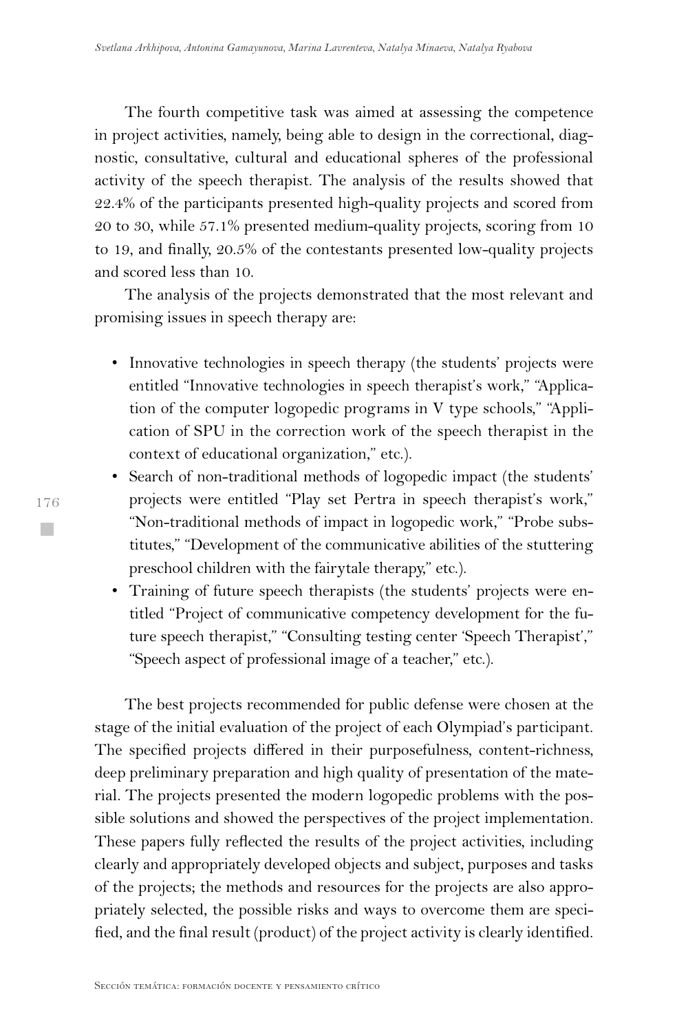The fourth competitive task was aimed at assessing the competence in project activities, namely, being able to design in the correctional, diagnostic, consultative, cultural and educational spheres of the professional activity of the speech therapist. The analysis of the results showed that 22.4% of the participants presented high-quality projects and scored from 20 to 30, while 57.1% presented medium-quality projects, scoring from 10 to 19, and finally, 20.5% of the contestants presented low-quality projects and scored less than 10.

The analysis of the projects demonstrated that the most relevant and promising issues in speech therapy are:

- Innovative technologies in speech therapy (the students' projects were entitled "Innovative technologies in speech therapist's work," "Application of the computer logopedic programs in V type schools," "Application of SPU in the correction work of the speech therapist in the context of educational organization," etc.).
- Search of non-traditional methods of logopedic impact (the students' projects were entitled "Play set Pertra in speech therapist's work," "Non-traditional methods of impact in logopedic work," "Probe substitutes," "Development of the communicative abilities of the stuttering preschool children with the fairytale therapy," etc.).
- Training of future speech therapists (the students' projects were entitled "Project of communicative competency development for the future speech therapist," "Consulting testing center 'Speech Therapist'," "Speech aspect of professional image of a teacher," etc.).

The best projects recommended for public defense were chosen at the stage of the initial evaluation of the project of each Olympiad's participant. The specified projects differed in their purposefulness, content-richness, deep preliminary preparation and high quality of presentation of the material. The projects presented the modern logopedic problems with the possible solutions and showed the perspectives of the project implementation. These papers fully reflected the results of the project activities, including clearly and appropriately developed objects and subject, purposes and tasks of the projects; the methods and resources for the projects are also appropriately selected, the possible risks and ways to overcome them are specified, and the final result (product) of the project activity is clearly identified.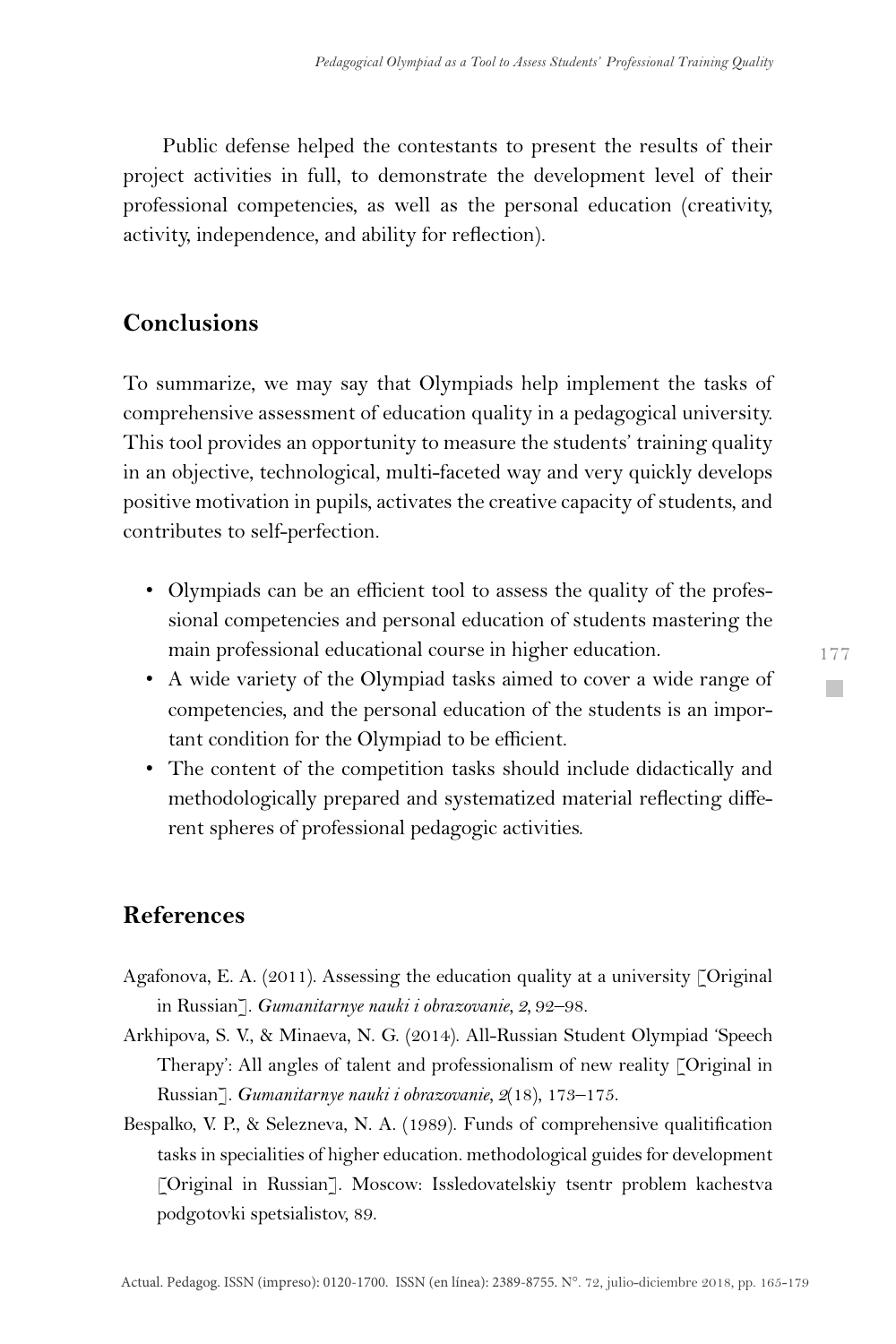Public defense helped the contestants to present the results of their project activities in full, to demonstrate the development level of their professional competencies, as well as the personal education (creativity, activity, independence, and ability for reflection).

## Conclusions

To summarize, we may say that Olympiads help implement the tasks of comprehensive assessment of education quality in a pedagogical university. This tool provides an opportunity to measure the students' training quality in an objective, technological, multi-faceted way and very quickly develops positive motivation in pupils, activates the creative capacity of students, and contributes to self-perfection.

- Olympiads can be an efficient tool to assess the quality of the professional competencies and personal education of students mastering the main professional educational course in higher education.
- A wide variety of the Olympiad tasks aimed to cover a wide range of competencies, and the personal education of the students is an important condition for the Olympiad to be efficient.
- The content of the competition tasks should include didactically and methodologically prepared and systematized material reflecting different spheres of professional pedagogic activities.

## References

Agafonova, E. A. (2011). Assessing the education quality at a university [Original in Russian]. *Gumanitarnye nauki i obrazovanie, 2,* 92–98.

Arkhipova, S. V., & Minaeva, N. G. (2014). All-Russian Student Olympiad 'Speech Therapy': All angles of talent and professionalism of new reality [Original in Russian]. *Gumanitarnye nauki i obrazovanie, 2*(18), 173–175.

Bespalko, V. P., & Selezneva, N. A. (1989). Funds of comprehensive qualitification tasks in specialities of higher education. methodological guides for development [Original in Russian]. Moscow: Issledovatelskiy tsentr problem kachestva podgotovki spetsialistov, 89.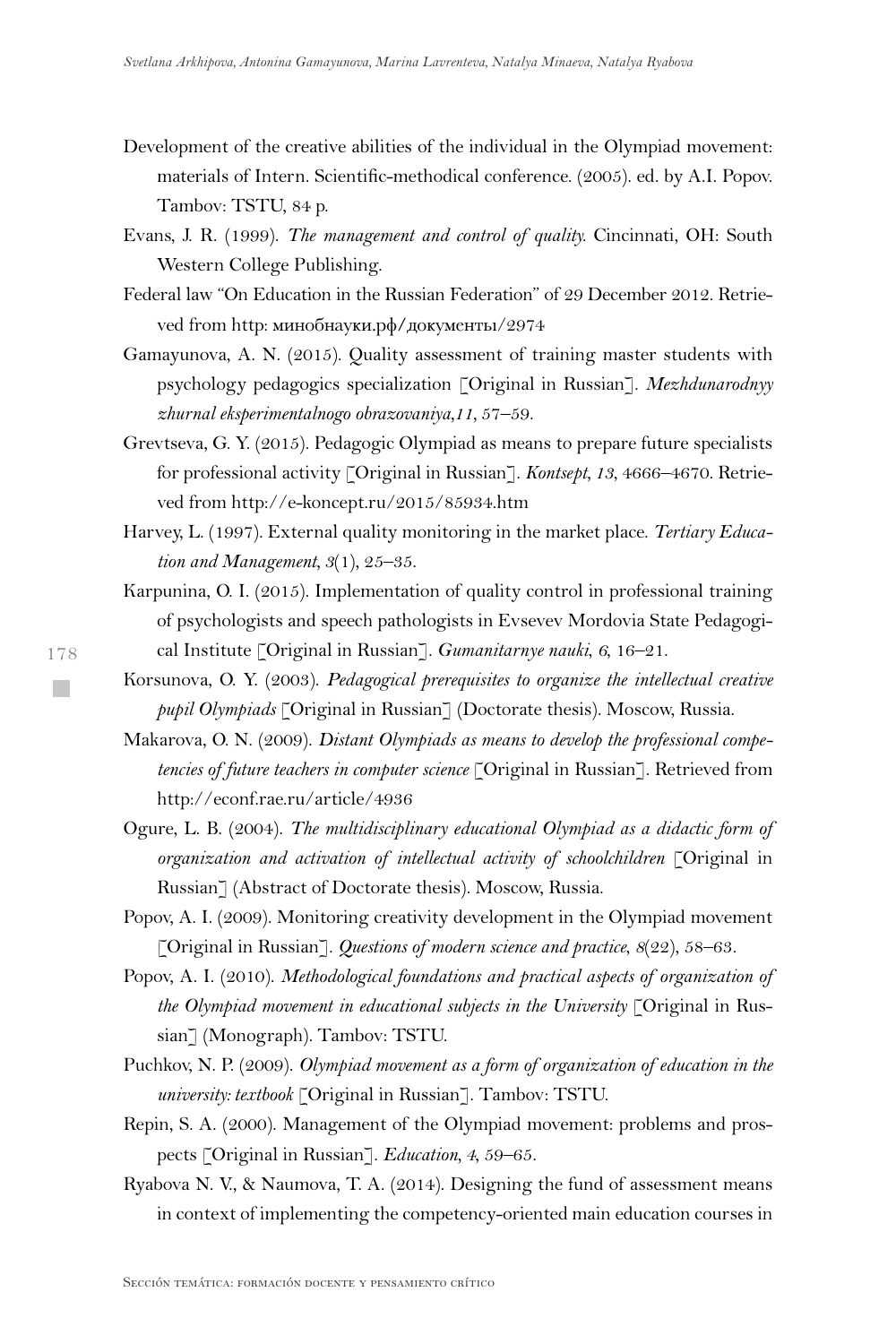Development of the creative abilities of the individual in the Olympiad movement: materials of Intern. Scientific-methodical conference. (2005). ed. by A.I. Popov. Tambov: TSTU, 84 p.

Evans, J. R. (1999). *The management and control of quality.* Cincinnati, OH: South Western College Publishing.

Federal law "On Education in the Russian Federation" of 29 December 2012. Retrieved from http: минобнауки.рф/документы/2974

Gamayunova, A. N. (2015). Quality assessment of training master students with psychology pedagogics specialization [Original in Russian]. *Mezhdunarodnyy zhurnal eksperimentalnogo obrazovaniya,11*, 57–59.

Grevtseva, G. Y. (2015). Pedagogic Olympiad as means to prepare future specialists for professional activity [Original in Russian]. *Kontsept*, *13*, 4666–4670. Retrieved from http://e-koncept.ru/2015/85934.htm

Harvey, L. (1997). External quality monitoring in the market place. *Tertiary Education and Management*, *3*(1), 25–35.

Karpunina, O. I. (2015). Implementation of quality control in professional training of psychologists and speech pathologists in Evsevev Mordovia State Pedagogical Institute [Original in Russian]. *Gumanitarnye nauki*, *6*, 16–21.

Korsunova, O. Y. (2003). *Pedagogical prerequisites to organize the intellectual creative pupil Olympiads* [Original in Russian] (Doctorate thesis). Moscow, Russia.

Makarova, O. N. (2009). *Distant Olympiads as means to develop the professional competencies of future teachers in computer science* [Original in Russian]. Retrieved from http://econf.rae.ru/article/4936

Ogure, L. B. (2004). *The multidisciplinary educational Olympiad as a didactic form of organization and activation of intellectual activity of schoolchildren* [Original in Russian] (Abstract of Doctorate thesis). Moscow, Russia.

Popov, A. I. (2009). Monitoring creativity development in the Olympiad movement [Original in Russian]. *Questions of modern science and practice*, *8*(22), 58–63.

Popov, A. I. (2010). *Methodological foundations and practical aspects of organization of the Olympiad movement in educational subjects in the University* [Original in Russian] (Monograph). Tambov: TSTU.

Puchkov, N. P. (2009). *Olympiad movement as a form of organization of education in the university: textbook* [Original in Russian]. Tambov: TSTU.

Repin, S. A. (2000). Management of the Olympiad movement: problems and prospects [Original in Russian]. *Education*, *4*, 59–65.

Ryabova N. V., & Naumova, T. A. (2014). Designing the fund of assessment means in context of implementing the competency-oriented main education courses in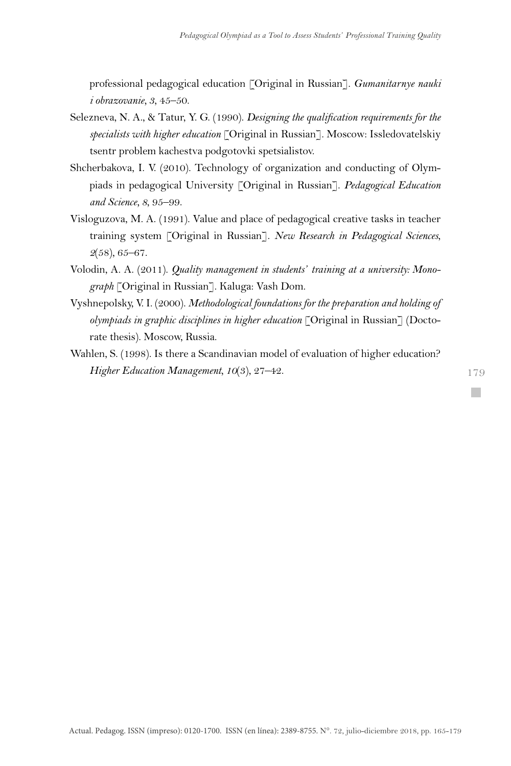professional pedagogical education [Original in Russian]. *Gumanitarnye nauki i obrazovanie*, *3*, 45–50.

Selezneva, N. A., & Tatur, Y. G. (1990). *Designing the qualification requirements for the specialists with higher education* [Original in Russian]. Moscow: Issledovatelskiy tsentr problem kachestva podgotovki spetsialistov.

Shcherbakova, I. V. (2010). Technology of organization and conducting of Olympiads in pedagogical University [Original in Russian]. *Pedagogical Education and Science*, *8*, 95–99.

Visloguzova, M. A. (1991). Value and place of pedagogical creative tasks in teacher training system [Original in Russian]. *New Research in Pedagogical Sciences*, *2*(58), 65–67.

Volodin, A. A. (2011). *Quality management in students' training at a university: Monograph* [Original in Russian]. Kaluga: Vash Dom.

Vyshnepolsky, V. I. (2000). *Methodological foundations for the preparation and holding of olympiads in graphic disciplines in higher education* [Original in Russian] (Doctorate thesis). Moscow, Russia.

Wahlen, S. (1998). Is there a Scandinavian model of evaluation of higher education? *Higher Education Management*, *10*(3), 27–42.